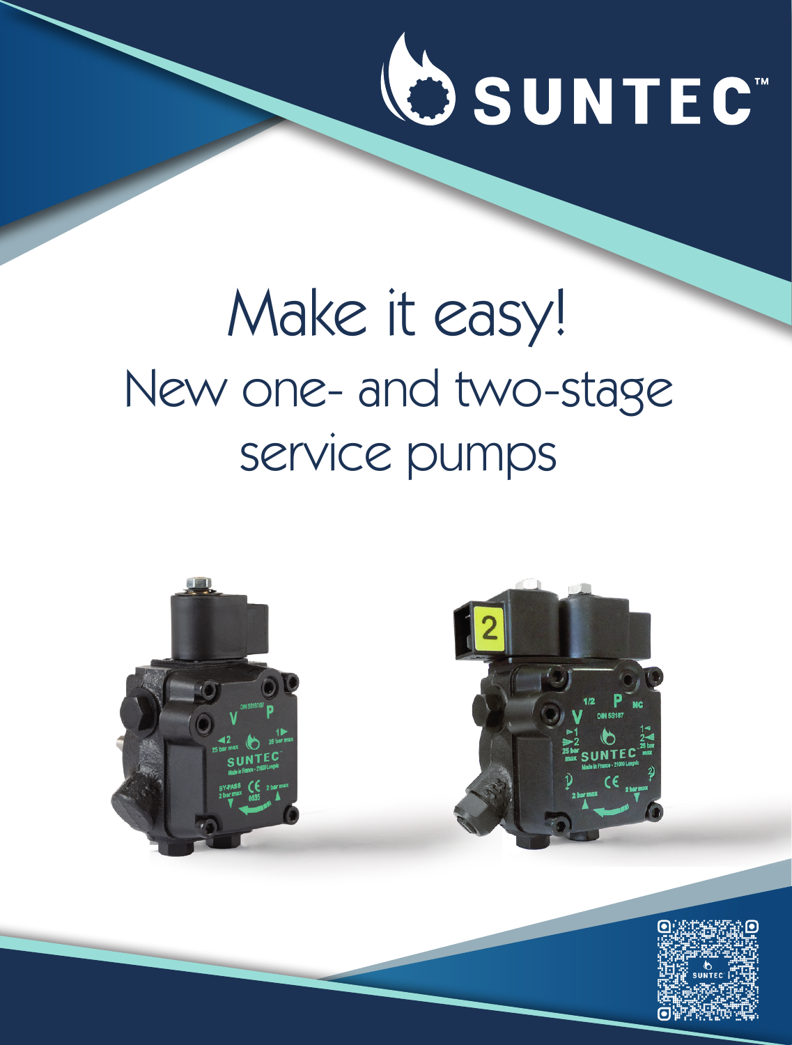SUNTEC™

# Make it easy!

## New one- and two-stage service pumps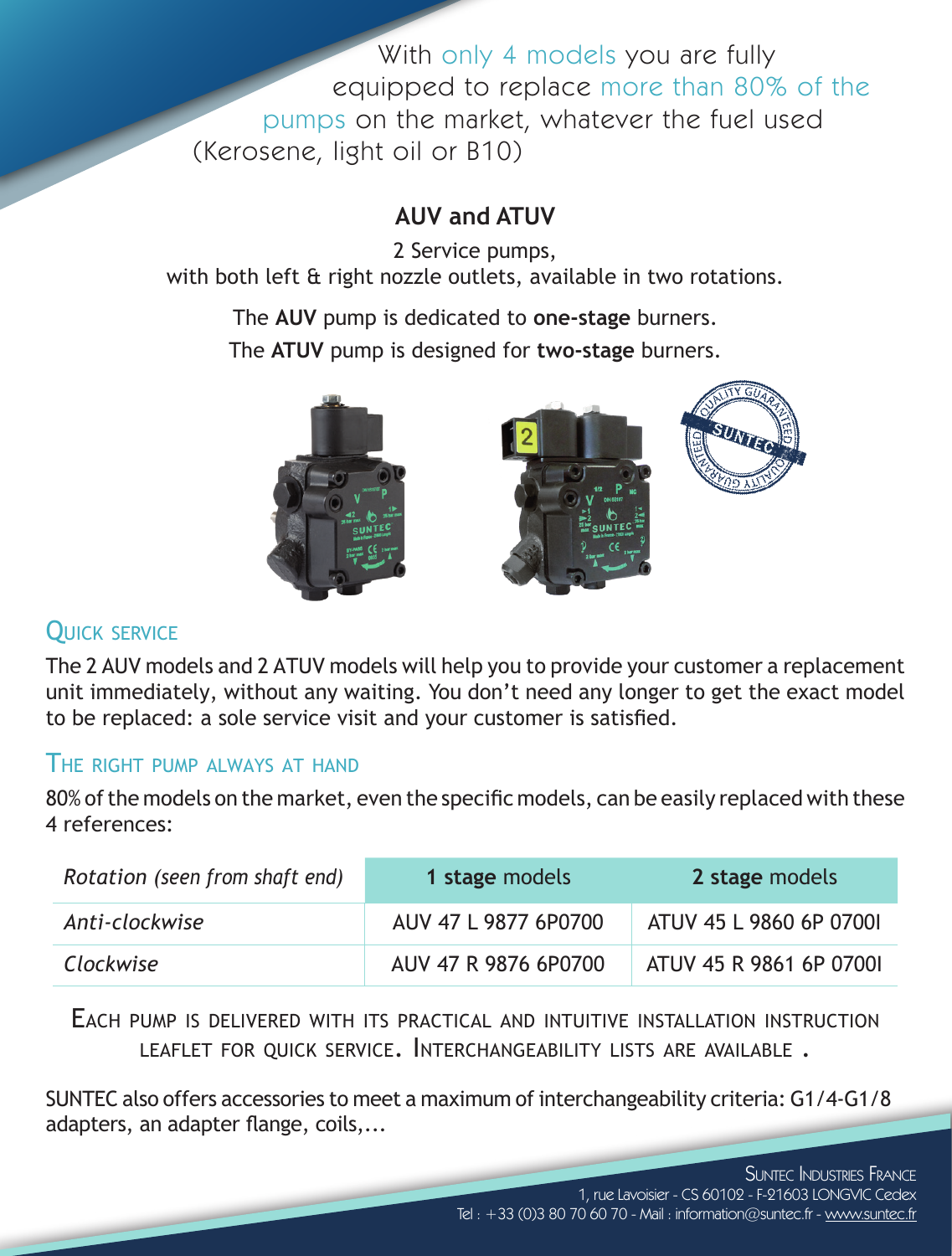With only 4 models you are fully equipped to replace more than 80% of the pumps on the market, whatever the fuel used (Kerosene, light oil or B10)

## AUV and ATUV

2 Service pumps,
with both left & right nozzle outlets, available in two rotations.

The **AUV** pump is dedicated to **one-stage** burners.
The **ATUV** pump is designed for **two-stage** burners.

### Quick service

The 2 AUV models and 2 ATUV models will help you to provide your customer a replacement unit immediately, without any waiting. You don't need any longer to get the exact model to be replaced: a sole service visit and your customer is satisfied.

### The right pump always at hand

80% of the models on the market, even the specific models, can be easily replaced with these 4 references:

| *Rotation (seen from shaft end)* | **1 stage** models | **2 stage** models |
|---|---|---|
| *Anti-clockwise* | AUV 47 L 9877 6P0700 | ATUV 45 L 9860 6P 0700I |
| *Clockwise* | AUV 47 R 9876 6P0700 | ATUV 45 R 9861 6P 0700I |

Each pump is delivered with its practical and intuitive installation instruction leaflet for quick service. Interchangeability lists are available .

SUNTEC also offers accessories to meet a maximum of interchangeability criteria: G1/4-G1/8 adapters, an adapter flange, coils,...

Suntec Industries France
1, rue Lavoisier - CS 60102 - F-21603 LONGVIC Cedex
Tel : +33 (0)3 80 70 60 70 - Mail : information@suntec.fr - www.suntec.fr